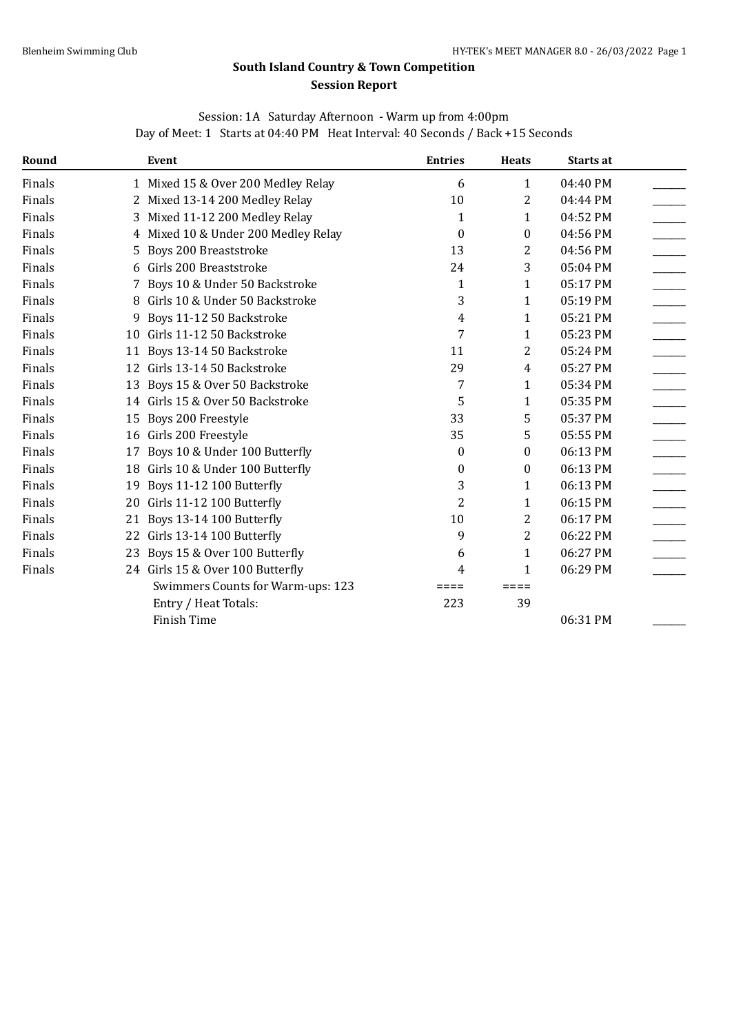# South Island Country & Town Competition

## Session Report

Session: 1A Saturday Afternoon - Warm up from 4:00pm
Day of Meet: 1 Starts at 04:40 PM Heat Interval: 40 Seconds / Back +15 Seconds

| Round | Event | Entries | Heats | Starts at | |
|---|---|---|---|---|---|
| Finals | 1 Mixed 15 & Over 200 Medley Relay | 6 | 1 | 04:40 PM | ______ |
| Finals | 2 Mixed 13-14 200 Medley Relay | 10 | 2 | 04:44 PM | ______ |
| Finals | 3 Mixed 11-12 200 Medley Relay | 1 | 1 | 04:52 PM | ______ |
| Finals | 4 Mixed 10 & Under 200 Medley Relay | 0 | 0 | 04:56 PM | ______ |
| Finals | 5 Boys 200 Breaststroke | 13 | 2 | 04:56 PM | ______ |
| Finals | 6 Girls 200 Breaststroke | 24 | 3 | 05:04 PM | ______ |
| Finals | 7 Boys 10 & Under 50 Backstroke | 1 | 1 | 05:17 PM | ______ |
| Finals | 8 Girls 10 & Under 50 Backstroke | 3 | 1 | 05:19 PM | ______ |
| Finals | 9 Boys 11-12 50 Backstroke | 4 | 1 | 05:21 PM | ______ |
| Finals | 10 Girls 11-12 50 Backstroke | 7 | 1 | 05:23 PM | ______ |
| Finals | 11 Boys 13-14 50 Backstroke | 11 | 2 | 05:24 PM | ______ |
| Finals | 12 Girls 13-14 50 Backstroke | 29 | 4 | 05:27 PM | ______ |
| Finals | 13 Boys 15 & Over 50 Backstroke | 7 | 1 | 05:34 PM | ______ |
| Finals | 14 Girls 15 & Over 50 Backstroke | 5 | 1 | 05:35 PM | ______ |
| Finals | 15 Boys 200 Freestyle | 33 | 5 | 05:37 PM | ______ |
| Finals | 16 Girls 200 Freestyle | 35 | 5 | 05:55 PM | ______ |
| Finals | 17 Boys 10 & Under 100 Butterfly | 0 | 0 | 06:13 PM | ______ |
| Finals | 18 Girls 10 & Under 100 Butterfly | 0 | 0 | 06:13 PM | ______ |
| Finals | 19 Boys 11-12 100 Butterfly | 3 | 1 | 06:13 PM | ______ |
| Finals | 20 Girls 11-12 100 Butterfly | 2 | 1 | 06:15 PM | ______ |
| Finals | 21 Boys 13-14 100 Butterfly | 10 | 2 | 06:17 PM | ______ |
| Finals | 22 Girls 13-14 100 Butterfly | 9 | 2 | 06:22 PM | ______ |
| Finals | 23 Boys 15 & Over 100 Butterfly | 6 | 1 | 06:27 PM | ______ |
| Finals | 24 Girls 15 & Over 100 Butterfly | 4 | 1 | 06:29 PM | ______ |
| | Swimmers Counts for Warm-ups: 123 | ==== | ==== | | |
| | Entry / Heat Totals: | 223 | 39 | | |
| | Finish Time | | | 06:31 PM | ______ |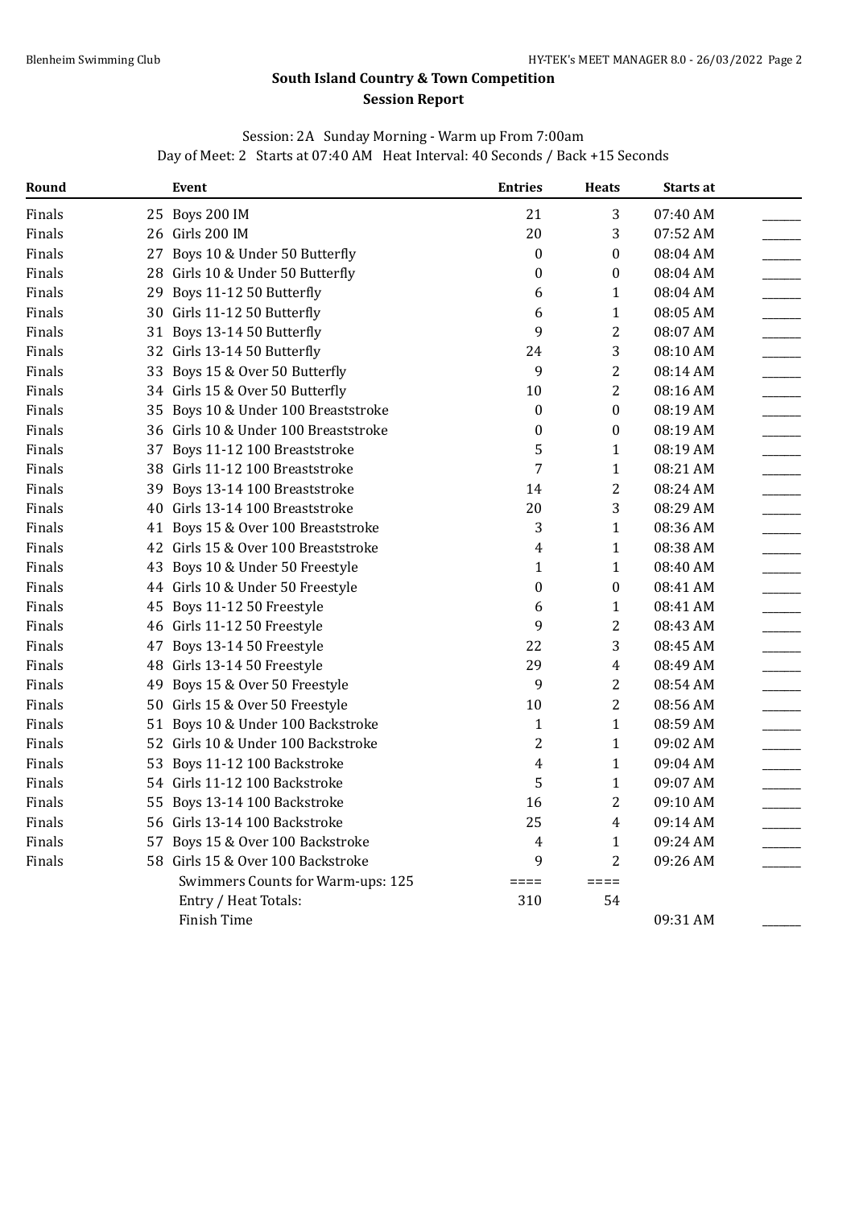**South Island Country & Town Competition**

**Session Report**

Session: 2A Sunday Morning - Warm up From 7:00am
Day of Meet: 2 Starts at 07:40 AM Heat Interval: 40 Seconds / Back +15 Seconds

| Round | Event | Entries | Heats | Starts at | |
|---|---|---|---|---|---|
| Finals | 25 Boys 200 IM | 21 | 3 | 07:40 AM | ______ |
| Finals | 26 Girls 200 IM | 20 | 3 | 07:52 AM | ______ |
| Finals | 27 Boys 10 & Under 50 Butterfly | 0 | 0 | 08:04 AM | ______ |
| Finals | 28 Girls 10 & Under 50 Butterfly | 0 | 0 | 08:04 AM | ______ |
| Finals | 29 Boys 11-12 50 Butterfly | 6 | 1 | 08:04 AM | ______ |
| Finals | 30 Girls 11-12 50 Butterfly | 6 | 1 | 08:05 AM | ______ |
| Finals | 31 Boys 13-14 50 Butterfly | 9 | 2 | 08:07 AM | ______ |
| Finals | 32 Girls 13-14 50 Butterfly | 24 | 3 | 08:10 AM | ______ |
| Finals | 33 Boys 15 & Over 50 Butterfly | 9 | 2 | 08:14 AM | ______ |
| Finals | 34 Girls 15 & Over 50 Butterfly | 10 | 2 | 08:16 AM | ______ |
| Finals | 35 Boys 10 & Under 100 Breaststroke | 0 | 0 | 08:19 AM | ______ |
| Finals | 36 Girls 10 & Under 100 Breaststroke | 0 | 0 | 08:19 AM | ______ |
| Finals | 37 Boys 11-12 100 Breaststroke | 5 | 1 | 08:19 AM | ______ |
| Finals | 38 Girls 11-12 100 Breaststroke | 7 | 1 | 08:21 AM | ______ |
| Finals | 39 Boys 13-14 100 Breaststroke | 14 | 2 | 08:24 AM | ______ |
| Finals | 40 Girls 13-14 100 Breaststroke | 20 | 3 | 08:29 AM | ______ |
| Finals | 41 Boys 15 & Over 100 Breaststroke | 3 | 1 | 08:36 AM | ______ |
| Finals | 42 Girls 15 & Over 100 Breaststroke | 4 | 1 | 08:38 AM | ______ |
| Finals | 43 Boys 10 & Under 50 Freestyle | 1 | 1 | 08:40 AM | ______ |
| Finals | 44 Girls 10 & Under 50 Freestyle | 0 | 0 | 08:41 AM | ______ |
| Finals | 45 Boys 11-12 50 Freestyle | 6 | 1 | 08:41 AM | ______ |
| Finals | 46 Girls 11-12 50 Freestyle | 9 | 2 | 08:43 AM | ______ |
| Finals | 47 Boys 13-14 50 Freestyle | 22 | 3 | 08:45 AM | ______ |
| Finals | 48 Girls 13-14 50 Freestyle | 29 | 4 | 08:49 AM | ______ |
| Finals | 49 Boys 15 & Over 50 Freestyle | 9 | 2 | 08:54 AM | ______ |
| Finals | 50 Girls 15 & Over 50 Freestyle | 10 | 2 | 08:56 AM | ______ |
| Finals | 51 Boys 10 & Under 100 Backstroke | 1 | 1 | 08:59 AM | ______ |
| Finals | 52 Girls 10 & Under 100 Backstroke | 2 | 1 | 09:02 AM | ______ |
| Finals | 53 Boys 11-12 100 Backstroke | 4 | 1 | 09:04 AM | ______ |
| Finals | 54 Girls 11-12 100 Backstroke | 5 | 1 | 09:07 AM | ______ |
| Finals | 55 Boys 13-14 100 Backstroke | 16 | 2 | 09:10 AM | ______ |
| Finals | 56 Girls 13-14 100 Backstroke | 25 | 4 | 09:14 AM | ______ |
| Finals | 57 Boys 15 & Over 100 Backstroke | 4 | 1 | 09:24 AM | ______ |
| Finals | 58 Girls 15 & Over 100 Backstroke | 9 | 2 | 09:26 AM | ______ |
| | Swimmers Counts for Warm-ups: 125 | ==== | ==== | | |
| | Entry / Heat Totals: | 310 | 54 | | |
| | Finish Time | | | 09:31 AM | ______ |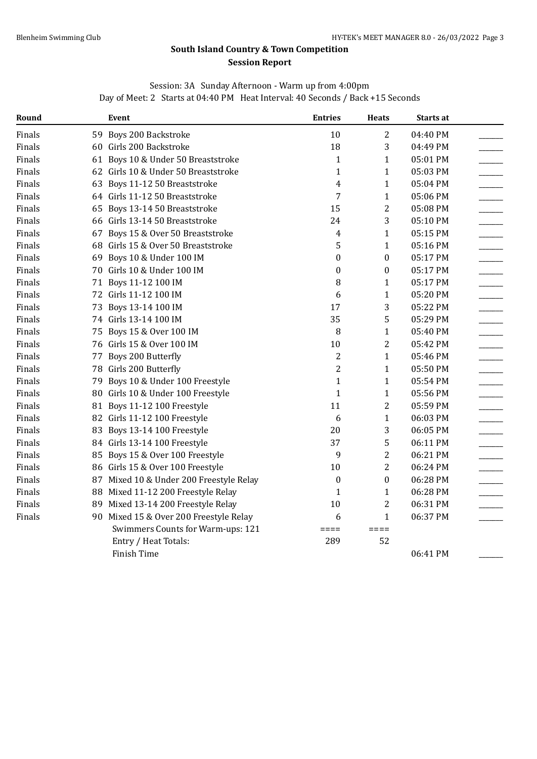# South Island Country & Town Competition

## Session Report

Session: 3A Sunday Afternoon - Warm up from 4:00pm
Day of Meet: 2 Starts at 04:40 PM Heat Interval: 40 Seconds / Back +15 Seconds

| Round | Event | Entries | Heats | Starts at | |
|---|---|---|---|---|---|
| Finals | 59 Boys 200 Backstroke | 10 | 2 | 04:40 PM | ______ |
| Finals | 60 Girls 200 Backstroke | 18 | 3 | 04:49 PM | ______ |
| Finals | 61 Boys 10 & Under 50 Breaststroke | 1 | 1 | 05:01 PM | ______ |
| Finals | 62 Girls 10 & Under 50 Breaststroke | 1 | 1 | 05:03 PM | ______ |
| Finals | 63 Boys 11-12 50 Breaststroke | 4 | 1 | 05:04 PM | ______ |
| Finals | 64 Girls 11-12 50 Breaststroke | 7 | 1 | 05:06 PM | ______ |
| Finals | 65 Boys 13-14 50 Breaststroke | 15 | 2 | 05:08 PM | ______ |
| Finals | 66 Girls 13-14 50 Breaststroke | 24 | 3 | 05:10 PM | ______ |
| Finals | 67 Boys 15 & Over 50 Breaststroke | 4 | 1 | 05:15 PM | ______ |
| Finals | 68 Girls 15 & Over 50 Breaststroke | 5 | 1 | 05:16 PM | ______ |
| Finals | 69 Boys 10 & Under 100 IM | 0 | 0 | 05:17 PM | ______ |
| Finals | 70 Girls 10 & Under 100 IM | 0 | 0 | 05:17 PM | ______ |
| Finals | 71 Boys 11-12 100 IM | 8 | 1 | 05:17 PM | ______ |
| Finals | 72 Girls 11-12 100 IM | 6 | 1 | 05:20 PM | ______ |
| Finals | 73 Boys 13-14 100 IM | 17 | 3 | 05:22 PM | ______ |
| Finals | 74 Girls 13-14 100 IM | 35 | 5 | 05:29 PM | ______ |
| Finals | 75 Boys 15 & Over 100 IM | 8 | 1 | 05:40 PM | ______ |
| Finals | 76 Girls 15 & Over 100 IM | 10 | 2 | 05:42 PM | ______ |
| Finals | 77 Boys 200 Butterfly | 2 | 1 | 05:46 PM | ______ |
| Finals | 78 Girls 200 Butterfly | 2 | 1 | 05:50 PM | ______ |
| Finals | 79 Boys 10 & Under 100 Freestyle | 1 | 1 | 05:54 PM | ______ |
| Finals | 80 Girls 10 & Under 100 Freestyle | 1 | 1 | 05:56 PM | ______ |
| Finals | 81 Boys 11-12 100 Freestyle | 11 | 2 | 05:59 PM | ______ |
| Finals | 82 Girls 11-12 100 Freestyle | 6 | 1 | 06:03 PM | ______ |
| Finals | 83 Boys 13-14 100 Freestyle | 20 | 3 | 06:05 PM | ______ |
| Finals | 84 Girls 13-14 100 Freestyle | 37 | 5 | 06:11 PM | ______ |
| Finals | 85 Boys 15 & Over 100 Freestyle | 9 | 2 | 06:21 PM | ______ |
| Finals | 86 Girls 15 & Over 100 Freestyle | 10 | 2 | 06:24 PM | ______ |
| Finals | 87 Mixed 10 & Under 200 Freestyle Relay | 0 | 0 | 06:28 PM | ______ |
| Finals | 88 Mixed 11-12 200 Freestyle Relay | 1 | 1 | 06:28 PM | ______ |
| Finals | 89 Mixed 13-14 200 Freestyle Relay | 10 | 2 | 06:31 PM | ______ |
| Finals | 90 Mixed 15 & Over 200 Freestyle Relay | 6 | 1 | 06:37 PM | ______ |
| | Swimmers Counts for Warm-ups: 121 | ==== | ==== | | |
| | Entry / Heat Totals: | 289 | 52 | | |
| | Finish Time | | | 06:41 PM | ______ |